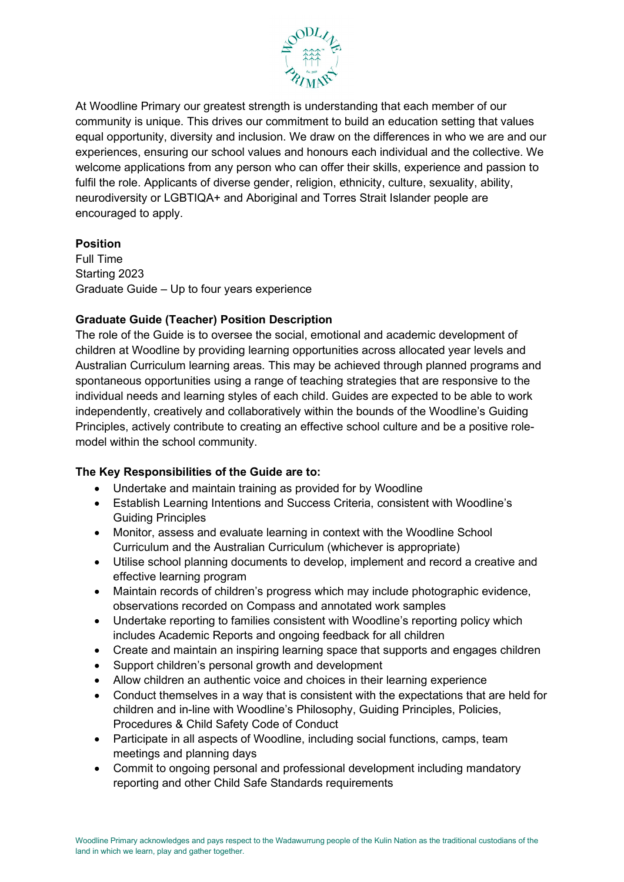At Woodline Primary our greatest strength is understanding that each member of our community is unique. This drives our commitment to build an education setting that values equal opportunity, diversity and inclusion. We draw on the differences in who we are and our experiences, ensuring our school values and honours each individual and the collective. We welcome applications from any person who can offer their skills, experience and passion to fulfil the role. Applicants of diverse gender, religion, ethnicity, culture, sexuality, ability, neurodiversity or LGBTIQA+ and Aboriginal and Torres Strait Islander people are encouraged to apply.

**Position**

Full Time
Starting 2023
Graduate Guide – Up to four years experience

**Graduate Guide (Teacher) Position Description**

The role of the Guide is to oversee the social, emotional and academic development of children at Woodline by providing learning opportunities across allocated year levels and Australian Curriculum learning areas. This may be achieved through planned programs and spontaneous opportunities using a range of teaching strategies that are responsive to the individual needs and learning styles of each child. Guides are expected to be able to work independently, creatively and collaboratively within the bounds of the Woodline's Guiding Principles, actively contribute to creating an effective school culture and be a positive role-model within the school community.

**The Key Responsibilities of the Guide are to:**

- Undertake and maintain training as provided for by Woodline
- Establish Learning Intentions and Success Criteria, consistent with Woodline's Guiding Principles
- Monitor, assess and evaluate learning in context with the Woodline School Curriculum and the Australian Curriculum (whichever is appropriate)
- Utilise school planning documents to develop, implement and record a creative and effective learning program
- Maintain records of children's progress which may include photographic evidence, observations recorded on Compass and annotated work samples
- Undertake reporting to families consistent with Woodline's reporting policy which includes Academic Reports and ongoing feedback for all children
- Create and maintain an inspiring learning space that supports and engages children
- Support children's personal growth and development
- Allow children an authentic voice and choices in their learning experience
- Conduct themselves in a way that is consistent with the expectations that are held for children and in-line with Woodline's Philosophy, Guiding Principles, Policies, Procedures & Child Safety Code of Conduct
- Participate in all aspects of Woodline, including social functions, camps, team meetings and planning days
- Commit to ongoing personal and professional development including mandatory reporting and other Child Safe Standards requirements

Woodline Primary acknowledges and pays respect to the Wadawurrung people of the Kulin Nation as the traditional custodians of the land in which we learn, play and gather together.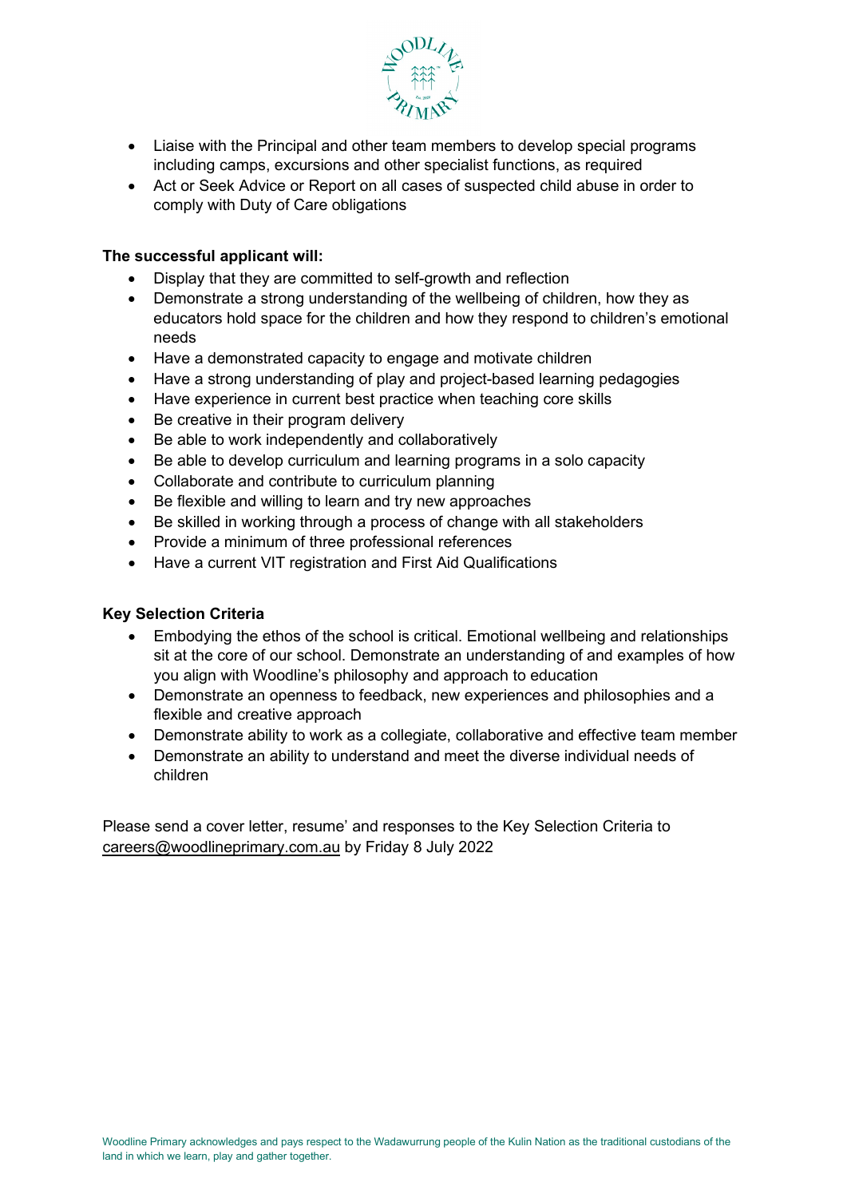- Liaise with the Principal and other team members to develop special programs including camps, excursions and other specialist functions, as required
- Act or Seek Advice or Report on all cases of suspected child abuse in order to comply with Duty of Care obligations

**The successful applicant will:**

- Display that they are committed to self-growth and reflection
- Demonstrate a strong understanding of the wellbeing of children, how they as educators hold space for the children and how they respond to children's emotional needs
- Have a demonstrated capacity to engage and motivate children
- Have a strong understanding of play and project-based learning pedagogies
- Have experience in current best practice when teaching core skills
- Be creative in their program delivery
- Be able to work independently and collaboratively
- Be able to develop curriculum and learning programs in a solo capacity
- Collaborate and contribute to curriculum planning
- Be flexible and willing to learn and try new approaches
- Be skilled in working through a process of change with all stakeholders
- Provide a minimum of three professional references
- Have a current VIT registration and First Aid Qualifications

**Key Selection Criteria**

- Embodying the ethos of the school is critical. Emotional wellbeing and relationships sit at the core of our school. Demonstrate an understanding of and examples of how you align with Woodline's philosophy and approach to education
- Demonstrate an openness to feedback, new experiences and philosophies and a flexible and creative approach
- Demonstrate ability to work as a collegiate, collaborative and effective team member
- Demonstrate an ability to understand and meet the diverse individual needs of children

Please send a cover letter, resume' and responses to the Key Selection Criteria to careers@woodlineprimary.com.au by Friday 8 July 2022

Woodline Primary acknowledges and pays respect to the Wadawurrung people of the Kulin Nation as the traditional custodians of the land in which we learn, play and gather together.